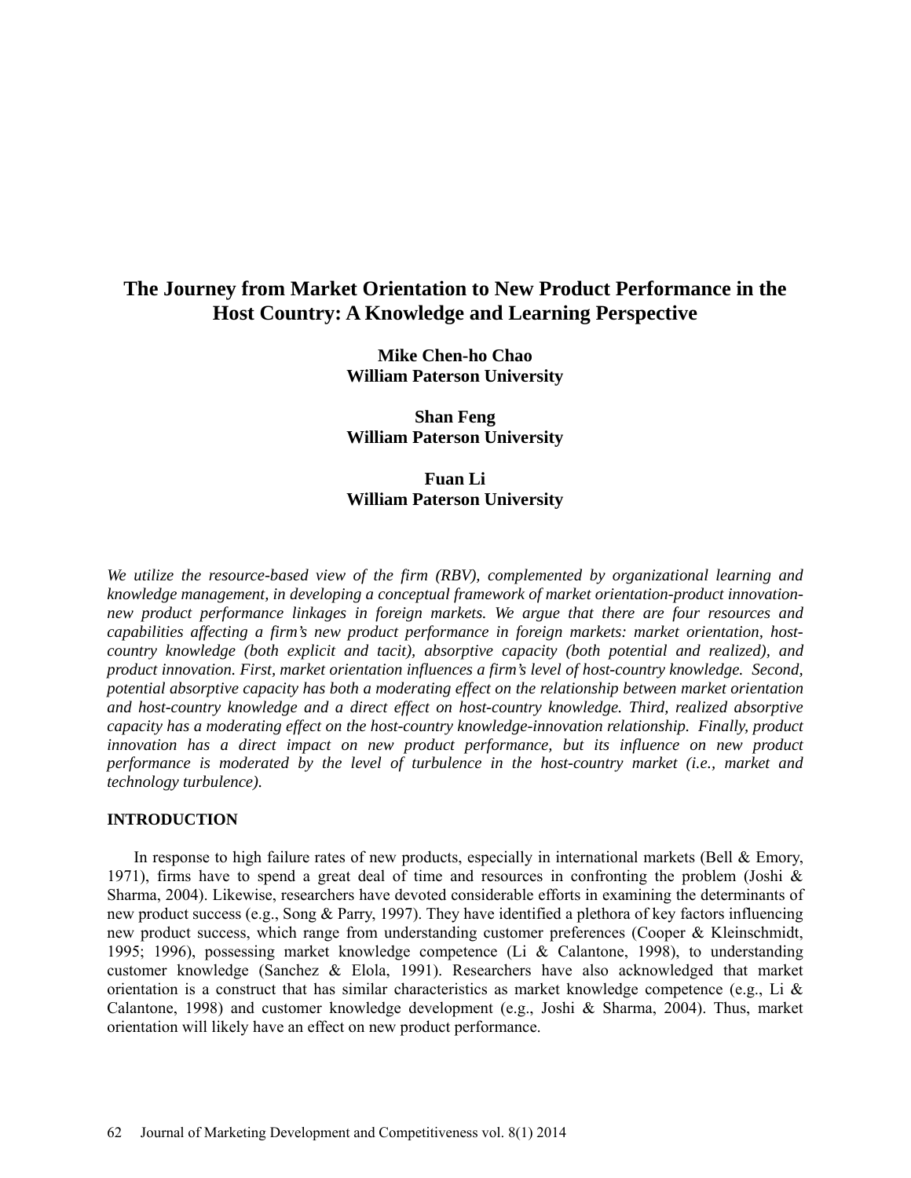# The Journey from Market Orientation to New Product Performance in the Host Country: A Knowledge and Learning Perspective

**Mike Chen-ho Chao**
**William Paterson University**

**Shan Feng**
**William Paterson University**

**Fuan Li**
**William Paterson University**

*We utilize the resource-based view of the firm (RBV), complemented by organizational learning and knowledge management, in developing a conceptual framework of market orientation-product innovation-new product performance linkages in foreign markets. We argue that there are four resources and capabilities affecting a firm's new product performance in foreign markets: market orientation, host-country knowledge (both explicit and tacit), absorptive capacity (both potential and realized), and product innovation. First, market orientation influences a firm's level of host-country knowledge. Second, potential absorptive capacity has both a moderating effect on the relationship between market orientation and host-country knowledge and a direct effect on host-country knowledge. Third, realized absorptive capacity has a moderating effect on the host-country knowledge-innovation relationship. Finally, product innovation has a direct impact on new product performance, but its influence on new product performance is moderated by the level of turbulence in the host-country market (i.e., market and technology turbulence).*

## INTRODUCTION

In response to high failure rates of new products, especially in international markets (Bell & Emory, 1971), firms have to spend a great deal of time and resources in confronting the problem (Joshi & Sharma, 2004). Likewise, researchers have devoted considerable efforts in examining the determinants of new product success (e.g., Song & Parry, 1997). They have identified a plethora of key factors influencing new product success, which range from understanding customer preferences (Cooper & Kleinschmidt, 1995; 1996), possessing market knowledge competence (Li & Calantone, 1998), to understanding customer knowledge (Sanchez & Elola, 1991). Researchers have also acknowledged that market orientation is a construct that has similar characteristics as market knowledge competence (e.g., Li & Calantone, 1998) and customer knowledge development (e.g., Joshi & Sharma, 2004). Thus, market orientation will likely have an effect on new product performance.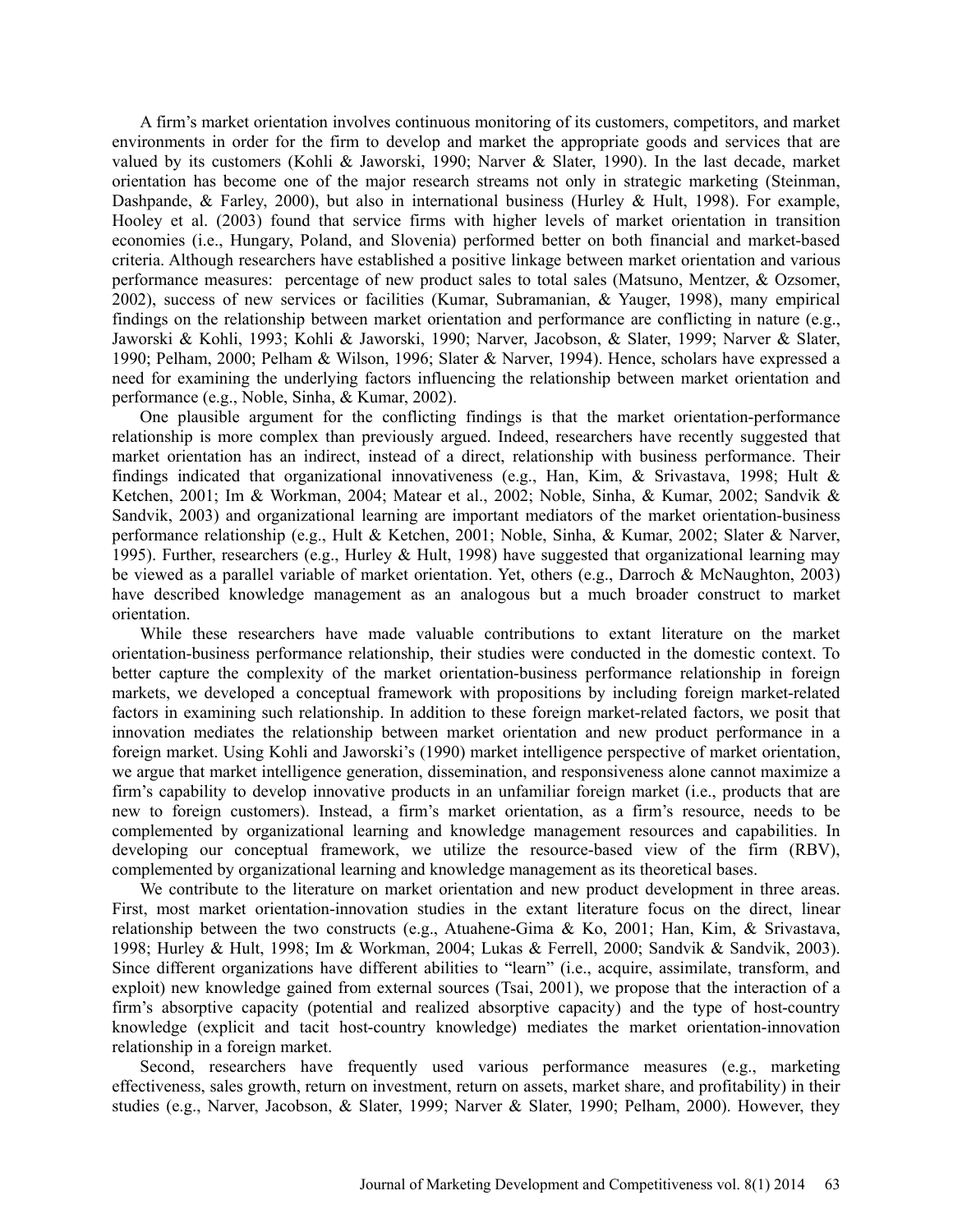A firm's market orientation involves continuous monitoring of its customers, competitors, and market environments in order for the firm to develop and market the appropriate goods and services that are valued by its customers (Kohli & Jaworski, 1990; Narver & Slater, 1990). In the last decade, market orientation has become one of the major research streams not only in strategic marketing (Steinman, Dashpande, & Farley, 2000), but also in international business (Hurley & Hult, 1998). For example, Hooley et al. (2003) found that service firms with higher levels of market orientation in transition economies (i.e., Hungary, Poland, and Slovenia) performed better on both financial and market-based criteria. Although researchers have established a positive linkage between market orientation and various performance measures: percentage of new product sales to total sales (Matsuno, Mentzer, & Ozsomer, 2002), success of new services or facilities (Kumar, Subramanian, & Yauger, 1998), many empirical findings on the relationship between market orientation and performance are conflicting in nature (e.g., Jaworski & Kohli, 1993; Kohli & Jaworski, 1990; Narver, Jacobson, & Slater, 1999; Narver & Slater, 1990; Pelham, 2000; Pelham & Wilson, 1996; Slater & Narver, 1994). Hence, scholars have expressed a need for examining the underlying factors influencing the relationship between market orientation and performance (e.g., Noble, Sinha, & Kumar, 2002).

One plausible argument for the conflicting findings is that the market orientation-performance relationship is more complex than previously argued. Indeed, researchers have recently suggested that market orientation has an indirect, instead of a direct, relationship with business performance. Their findings indicated that organizational innovativeness (e.g., Han, Kim, & Srivastava, 1998; Hult & Ketchen, 2001; Im & Workman, 2004; Matear et al., 2002; Noble, Sinha, & Kumar, 2002; Sandvik & Sandvik, 2003) and organizational learning are important mediators of the market orientation-business performance relationship (e.g., Hult & Ketchen, 2001; Noble, Sinha, & Kumar, 2002; Slater & Narver, 1995). Further, researchers (e.g., Hurley & Hult, 1998) have suggested that organizational learning may be viewed as a parallel variable of market orientation. Yet, others (e.g., Darroch & McNaughton, 2003) have described knowledge management as an analogous but a much broader construct to market orientation.

While these researchers have made valuable contributions to extant literature on the market orientation-business performance relationship, their studies were conducted in the domestic context. To better capture the complexity of the market orientation-business performance relationship in foreign markets, we developed a conceptual framework with propositions by including foreign market-related factors in examining such relationship. In addition to these foreign market-related factors, we posit that innovation mediates the relationship between market orientation and new product performance in a foreign market. Using Kohli and Jaworski's (1990) market intelligence perspective of market orientation, we argue that market intelligence generation, dissemination, and responsiveness alone cannot maximize a firm's capability to develop innovative products in an unfamiliar foreign market (i.e., products that are new to foreign customers). Instead, a firm's market orientation, as a firm's resource, needs to be complemented by organizational learning and knowledge management resources and capabilities. In developing our conceptual framework, we utilize the resource-based view of the firm (RBV), complemented by organizational learning and knowledge management as its theoretical bases.

We contribute to the literature on market orientation and new product development in three areas. First, most market orientation-innovation studies in the extant literature focus on the direct, linear relationship between the two constructs (e.g., Atuahene-Gima & Ko, 2001; Han, Kim, & Srivastava, 1998; Hurley & Hult, 1998; Im & Workman, 2004; Lukas & Ferrell, 2000; Sandvik & Sandvik, 2003). Since different organizations have different abilities to "learn" (i.e., acquire, assimilate, transform, and exploit) new knowledge gained from external sources (Tsai, 2001), we propose that the interaction of a firm's absorptive capacity (potential and realized absorptive capacity) and the type of host-country knowledge (explicit and tacit host-country knowledge) mediates the market orientation-innovation relationship in a foreign market.

Second, researchers have frequently used various performance measures (e.g., marketing effectiveness, sales growth, return on investment, return on assets, market share, and profitability) in their studies (e.g., Narver, Jacobson, & Slater, 1999; Narver & Slater, 1990; Pelham, 2000). However, they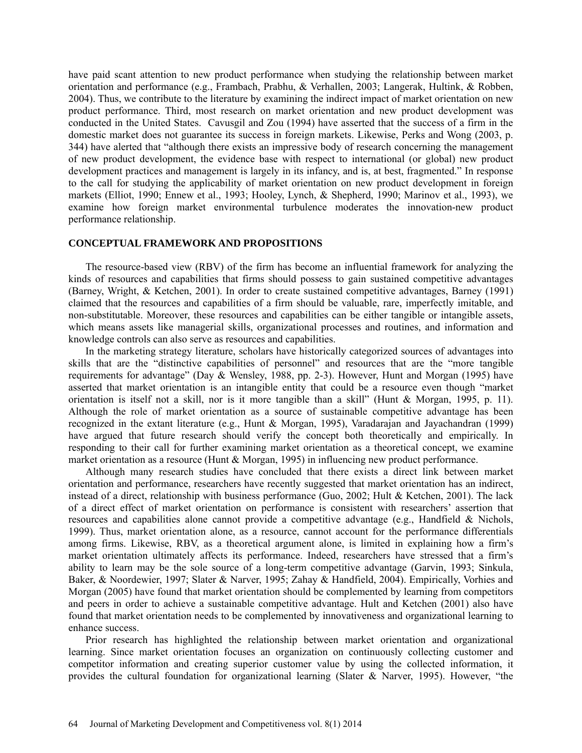have paid scant attention to new product performance when studying the relationship between market orientation and performance (e.g., Frambach, Prabhu, & Verhallen, 2003; Langerak, Hultink, & Robben, 2004). Thus, we contribute to the literature by examining the indirect impact of market orientation on new product performance. Third, most research on market orientation and new product development was conducted in the United States. Cavusgil and Zou (1994) have asserted that the success of a firm in the domestic market does not guarantee its success in foreign markets. Likewise, Perks and Wong (2003, p. 344) have alerted that "although there exists an impressive body of research concerning the management of new product development, the evidence base with respect to international (or global) new product development practices and management is largely in its infancy, and is, at best, fragmented." In response to the call for studying the applicability of market orientation on new product development in foreign markets (Elliot, 1990; Ennew et al., 1993; Hooley, Lynch, & Shepherd, 1990; Marinov et al., 1993), we examine how foreign market environmental turbulence moderates the innovation-new product performance relationship.

## CONCEPTUAL FRAMEWORK AND PROPOSITIONS

The resource-based view (RBV) of the firm has become an influential framework for analyzing the kinds of resources and capabilities that firms should possess to gain sustained competitive advantages (Barney, Wright, & Ketchen, 2001). In order to create sustained competitive advantages, Barney (1991) claimed that the resources and capabilities of a firm should be valuable, rare, imperfectly imitable, and non-substitutable. Moreover, these resources and capabilities can be either tangible or intangible assets, which means assets like managerial skills, organizational processes and routines, and information and knowledge controls can also serve as resources and capabilities.

In the marketing strategy literature, scholars have historically categorized sources of advantages into skills that are the "distinctive capabilities of personnel" and resources that are the "more tangible requirements for advantage" (Day & Wensley, 1988, pp. 2-3). However, Hunt and Morgan (1995) have asserted that market orientation is an intangible entity that could be a resource even though "market orientation is itself not a skill, nor is it more tangible than a skill" (Hunt & Morgan, 1995, p. 11). Although the role of market orientation as a source of sustainable competitive advantage has been recognized in the extant literature (e.g., Hunt & Morgan, 1995), Varadarajan and Jayachandran (1999) have argued that future research should verify the concept both theoretically and empirically. In responding to their call for further examining market orientation as a theoretical concept, we examine market orientation as a resource (Hunt & Morgan, 1995) in influencing new product performance.

Although many research studies have concluded that there exists a direct link between market orientation and performance, researchers have recently suggested that market orientation has an indirect, instead of a direct, relationship with business performance (Guo, 2002; Hult & Ketchen, 2001). The lack of a direct effect of market orientation on performance is consistent with researchers' assertion that resources and capabilities alone cannot provide a competitive advantage (e.g., Handfield & Nichols, 1999). Thus, market orientation alone, as a resource, cannot account for the performance differentials among firms. Likewise, RBV, as a theoretical argument alone, is limited in explaining how a firm's market orientation ultimately affects its performance. Indeed, researchers have stressed that a firm's ability to learn may be the sole source of a long-term competitive advantage (Garvin, 1993; Sinkula, Baker, & Noordewier, 1997; Slater & Narver, 1995; Zahay & Handfield, 2004). Empirically, Vorhies and Morgan (2005) have found that market orientation should be complemented by learning from competitors and peers in order to achieve a sustainable competitive advantage. Hult and Ketchen (2001) also have found that market orientation needs to be complemented by innovativeness and organizational learning to enhance success.

Prior research has highlighted the relationship between market orientation and organizational learning. Since market orientation focuses an organization on continuously collecting customer and competitor information and creating superior customer value by using the collected information, it provides the cultural foundation for organizational learning (Slater & Narver, 1995). However, "the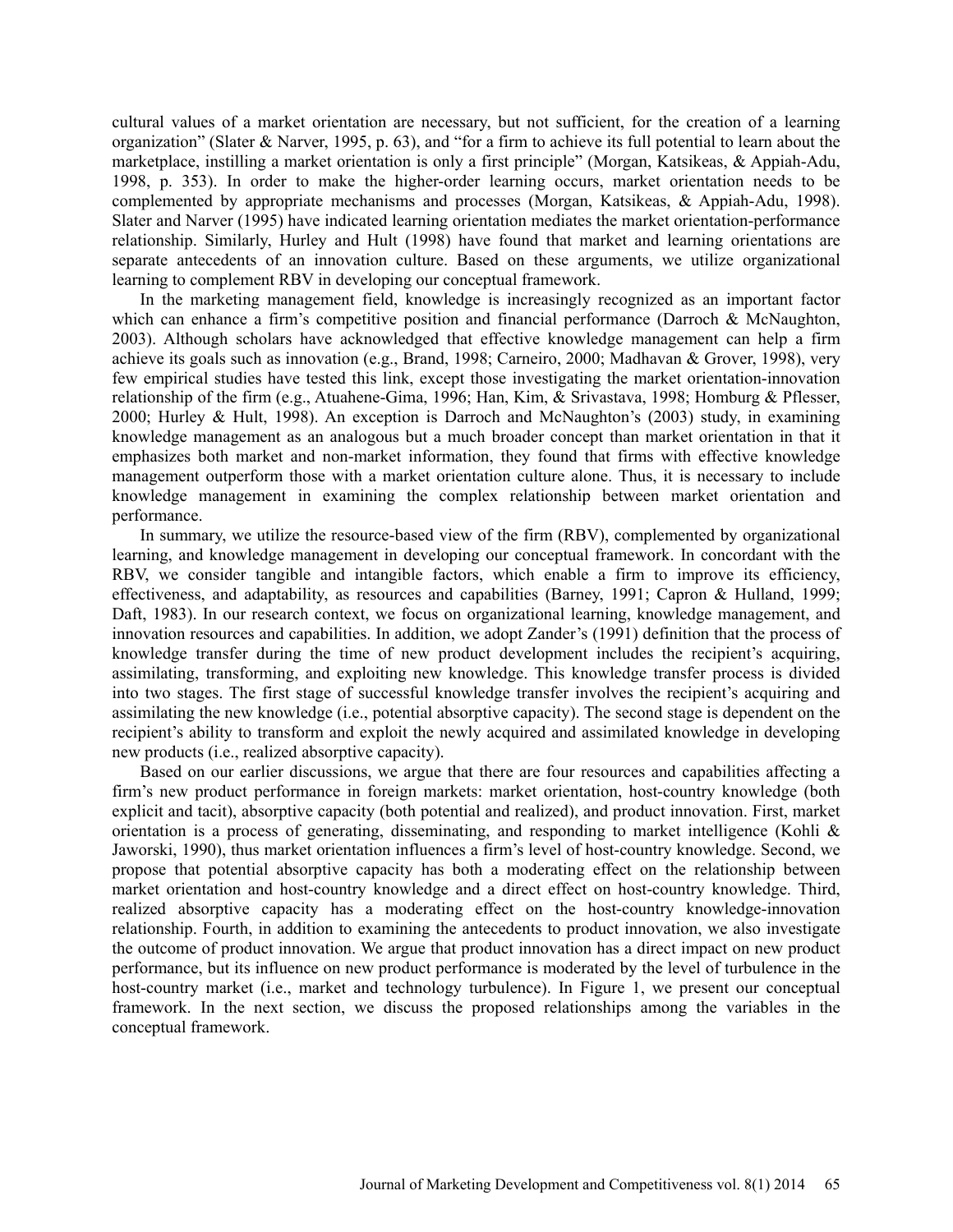cultural values of a market orientation are necessary, but not sufficient, for the creation of a learning organization" (Slater & Narver, 1995, p. 63), and "for a firm to achieve its full potential to learn about the marketplace, instilling a market orientation is only a first principle" (Morgan, Katsikeas, & Appiah-Adu, 1998, p. 353). In order to make the higher-order learning occurs, market orientation needs to be complemented by appropriate mechanisms and processes (Morgan, Katsikeas, & Appiah-Adu, 1998). Slater and Narver (1995) have indicated learning orientation mediates the market orientation-performance relationship. Similarly, Hurley and Hult (1998) have found that market and learning orientations are separate antecedents of an innovation culture. Based on these arguments, we utilize organizational learning to complement RBV in developing our conceptual framework.

In the marketing management field, knowledge is increasingly recognized as an important factor which can enhance a firm's competitive position and financial performance (Darroch & McNaughton, 2003). Although scholars have acknowledged that effective knowledge management can help a firm achieve its goals such as innovation (e.g., Brand, 1998; Carneiro, 2000; Madhavan & Grover, 1998), very few empirical studies have tested this link, except those investigating the market orientation-innovation relationship of the firm (e.g., Atuahene-Gima, 1996; Han, Kim, & Srivastava, 1998; Homburg & Pflesser, 2000; Hurley & Hult, 1998). An exception is Darroch and McNaughton's (2003) study, in examining knowledge management as an analogous but a much broader concept than market orientation in that it emphasizes both market and non-market information, they found that firms with effective knowledge management outperform those with a market orientation culture alone. Thus, it is necessary to include knowledge management in examining the complex relationship between market orientation and performance.

In summary, we utilize the resource-based view of the firm (RBV), complemented by organizational learning, and knowledge management in developing our conceptual framework. In concordant with the RBV, we consider tangible and intangible factors, which enable a firm to improve its efficiency, effectiveness, and adaptability, as resources and capabilities (Barney, 1991; Capron & Hulland, 1999; Daft, 1983). In our research context, we focus on organizational learning, knowledge management, and innovation resources and capabilities. In addition, we adopt Zander's (1991) definition that the process of knowledge transfer during the time of new product development includes the recipient's acquiring, assimilating, transforming, and exploiting new knowledge. This knowledge transfer process is divided into two stages. The first stage of successful knowledge transfer involves the recipient's acquiring and assimilating the new knowledge (i.e., potential absorptive capacity). The second stage is dependent on the recipient's ability to transform and exploit the newly acquired and assimilated knowledge in developing new products (i.e., realized absorptive capacity).

Based on our earlier discussions, we argue that there are four resources and capabilities affecting a firm's new product performance in foreign markets: market orientation, host-country knowledge (both explicit and tacit), absorptive capacity (both potential and realized), and product innovation. First, market orientation is a process of generating, disseminating, and responding to market intelligence (Kohli & Jaworski, 1990), thus market orientation influences a firm's level of host-country knowledge. Second, we propose that potential absorptive capacity has both a moderating effect on the relationship between market orientation and host-country knowledge and a direct effect on host-country knowledge. Third, realized absorptive capacity has a moderating effect on the host-country knowledge-innovation relationship. Fourth, in addition to examining the antecedents to product innovation, we also investigate the outcome of product innovation. We argue that product innovation has a direct impact on new product performance, but its influence on new product performance is moderated by the level of turbulence in the host-country market (i.e., market and technology turbulence). In Figure 1, we present our conceptual framework. In the next section, we discuss the proposed relationships among the variables in the conceptual framework.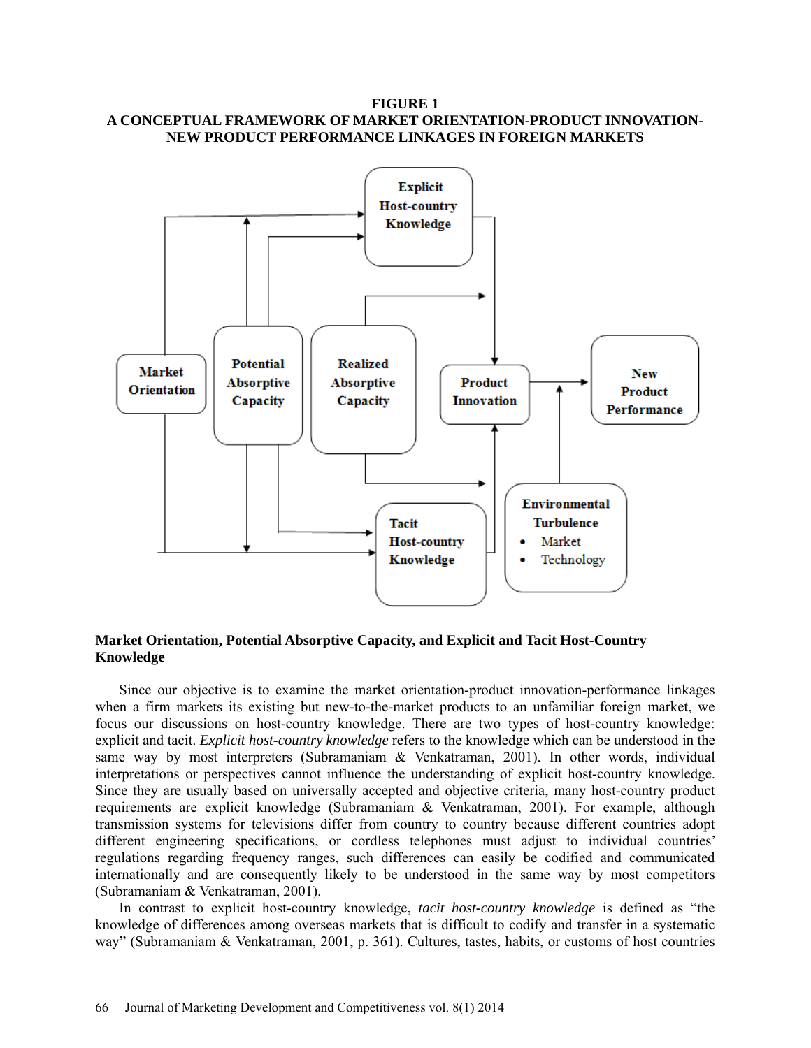**FIGURE 1**
**A CONCEPTUAL FRAMEWORK OF MARKET ORIENTATION-PRODUCT INNOVATION-NEW PRODUCT PERFORMANCE LINKAGES IN FOREIGN MARKETS**

### Market Orientation, Potential Absorptive Capacity, and Explicit and Tacit Host-Country Knowledge

Since our objective is to examine the market orientation-product innovation-performance linkages when a firm markets its existing but new-to-the-market products to an unfamiliar foreign market, we focus our discussions on host-country knowledge. There are two types of host-country knowledge: explicit and tacit. *Explicit host-country knowledge* refers to the knowledge which can be understood in the same way by most interpreters (Subramaniam & Venkatraman, 2001). In other words, individual interpretations or perspectives cannot influence the understanding of explicit host-country knowledge. Since they are usually based on universally accepted and objective criteria, many host-country product requirements are explicit knowledge (Subramaniam & Venkatraman, 2001). For example, although transmission systems for televisions differ from country to country because different countries adopt different engineering specifications, or cordless telephones must adjust to individual countries' regulations regarding frequency ranges, such differences can easily be codified and communicated internationally and are consequently likely to be understood in the same way by most competitors (Subramaniam & Venkatraman, 2001).

In contrast to explicit host-country knowledge, *tacit host-country knowledge* is defined as "the knowledge of differences among overseas markets that is difficult to codify and transfer in a systematic way" (Subramaniam & Venkatraman, 2001, p. 361). Cultures, tastes, habits, or customs of host countries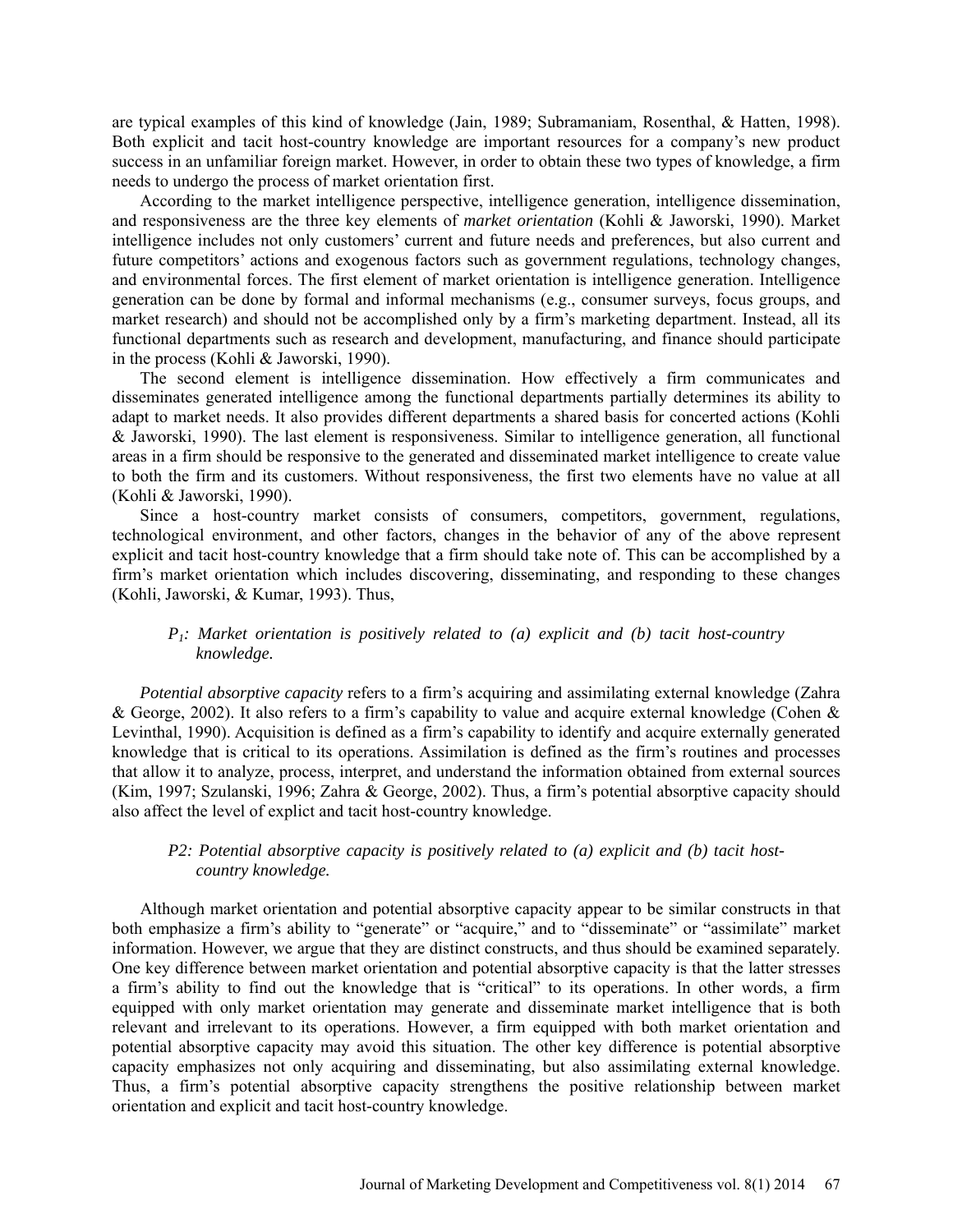are typical examples of this kind of knowledge (Jain, 1989; Subramaniam, Rosenthal, & Hatten, 1998). Both explicit and tacit host-country knowledge are important resources for a company's new product success in an unfamiliar foreign market. However, in order to obtain these two types of knowledge, a firm needs to undergo the process of market orientation first.

According to the market intelligence perspective, intelligence generation, intelligence dissemination, and responsiveness are the three key elements of *market orientation* (Kohli & Jaworski, 1990). Market intelligence includes not only customers' current and future needs and preferences, but also current and future competitors' actions and exogenous factors such as government regulations, technology changes, and environmental forces. The first element of market orientation is intelligence generation. Intelligence generation can be done by formal and informal mechanisms (e.g., consumer surveys, focus groups, and market research) and should not be accomplished only by a firm's marketing department. Instead, all its functional departments such as research and development, manufacturing, and finance should participate in the process (Kohli & Jaworski, 1990).

The second element is intelligence dissemination. How effectively a firm communicates and disseminates generated intelligence among the functional departments partially determines its ability to adapt to market needs. It also provides different departments a shared basis for concerted actions (Kohli & Jaworski, 1990). The last element is responsiveness. Similar to intelligence generation, all functional areas in a firm should be responsive to the generated and disseminated market intelligence to create value to both the firm and its customers. Without responsiveness, the first two elements have no value at all (Kohli & Jaworski, 1990).

Since a host-country market consists of consumers, competitors, government, regulations, technological environment, and other factors, changes in the behavior of any of the above represent explicit and tacit host-country knowledge that a firm should take note of. This can be accomplished by a firm's market orientation which includes discovering, disseminating, and responding to these changes (Kohli, Jaworski, & Kumar, 1993). Thus,

> *$P_1$: Market orientation is positively related to (a) explicit and (b) tacit host-country knowledge.*

*Potential absorptive capacity* refers to a firm's acquiring and assimilating external knowledge (Zahra & George, 2002). It also refers to a firm's capability to value and acquire external knowledge (Cohen & Levinthal, 1990). Acquisition is defined as a firm's capability to identify and acquire externally generated knowledge that is critical to its operations. Assimilation is defined as the firm's routines and processes that allow it to analyze, process, interpret, and understand the information obtained from external sources (Kim, 1997; Szulanski, 1996; Zahra & George, 2002). Thus, a firm's potential absorptive capacity should also affect the level of explict and tacit host-country knowledge.

> *P2: Potential absorptive capacity is positively related to (a) explicit and (b) tacit host-country knowledge.*

Although market orientation and potential absorptive capacity appear to be similar constructs in that both emphasize a firm's ability to "generate" or "acquire," and to "disseminate" or "assimilate" market information. However, we argue that they are distinct constructs, and thus should be examined separately. One key difference between market orientation and potential absorptive capacity is that the latter stresses a firm's ability to find out the knowledge that is "critical" to its operations. In other words, a firm equipped with only market orientation may generate and disseminate market intelligence that is both relevant and irrelevant to its operations. However, a firm equipped with both market orientation and potential absorptive capacity may avoid this situation. The other key difference is potential absorptive capacity emphasizes not only acquiring and disseminating, but also assimilating external knowledge. Thus, a firm's potential absorptive capacity strengthens the positive relationship between market orientation and explicit and tacit host-country knowledge.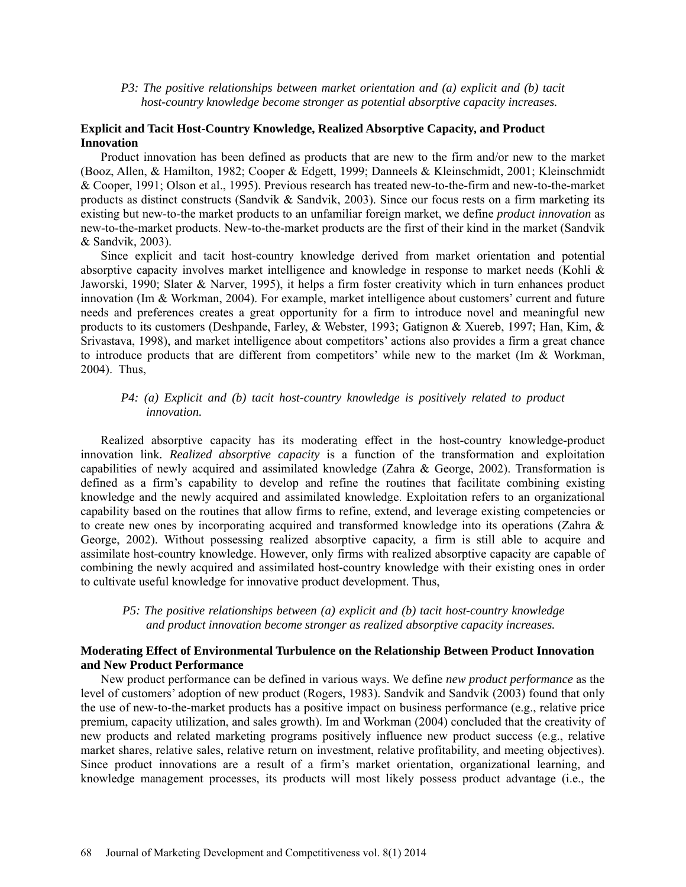*P3: The positive relationships between market orientation and (a) explicit and (b) tacit host-country knowledge become stronger as potential absorptive capacity increases.*

**Explicit and Tacit Host-Country Knowledge, Realized Absorptive Capacity, and Product Innovation**

Product innovation has been defined as products that are new to the firm and/or new to the market (Booz, Allen, & Hamilton, 1982; Cooper & Edgett, 1999; Danneels & Kleinschmidt, 2001; Kleinschmidt & Cooper, 1991; Olson et al., 1995). Previous research has treated new-to-the-firm and new-to-the-market products as distinct constructs (Sandvik & Sandvik, 2003). Since our focus rests on a firm marketing its existing but new-to-the market products to an unfamiliar foreign market, we define *product innovation* as new-to-the-market products. New-to-the-market products are the first of their kind in the market (Sandvik & Sandvik, 2003).

Since explicit and tacit host-country knowledge derived from market orientation and potential absorptive capacity involves market intelligence and knowledge in response to market needs (Kohli & Jaworski, 1990; Slater & Narver, 1995), it helps a firm foster creativity which in turn enhances product innovation (Im & Workman, 2004). For example, market intelligence about customers' current and future needs and preferences creates a great opportunity for a firm to introduce novel and meaningful new products to its customers (Deshpande, Farley, & Webster, 1993; Gatignon & Xuereb, 1997; Han, Kim, & Srivastava, 1998), and market intelligence about competitors' actions also provides a firm a great chance to introduce products that are different from competitors' while new to the market (Im & Workman, 2004). Thus,

*P4: (a) Explicit and (b) tacit host-country knowledge is positively related to product innovation.*

Realized absorptive capacity has its moderating effect in the host-country knowledge-product innovation link. *Realized absorptive capacity* is a function of the transformation and exploitation capabilities of newly acquired and assimilated knowledge (Zahra & George, 2002). Transformation is defined as a firm's capability to develop and refine the routines that facilitate combining existing knowledge and the newly acquired and assimilated knowledge. Exploitation refers to an organizational capability based on the routines that allow firms to refine, extend, and leverage existing competencies or to create new ones by incorporating acquired and transformed knowledge into its operations (Zahra & George, 2002). Without possessing realized absorptive capacity, a firm is still able to acquire and assimilate host-country knowledge. However, only firms with realized absorptive capacity are capable of combining the newly acquired and assimilated host-country knowledge with their existing ones in order to cultivate useful knowledge for innovative product development. Thus,

*P5: The positive relationships between (a) explicit and (b) tacit host-country knowledge and product innovation become stronger as realized absorptive capacity increases.*

**Moderating Effect of Environmental Turbulence on the Relationship Between Product Innovation and New Product Performance**

New product performance can be defined in various ways. We define *new product performance* as the level of customers' adoption of new product (Rogers, 1983). Sandvik and Sandvik (2003) found that only the use of new-to-the-market products has a positive impact on business performance (e.g., relative price premium, capacity utilization, and sales growth). Im and Workman (2004) concluded that the creativity of new products and related marketing programs positively influence new product success (e.g., relative market shares, relative sales, relative return on investment, relative profitability, and meeting objectives). Since product innovations are a result of a firm's market orientation, organizational learning, and knowledge management processes, its products will most likely possess product advantage (i.e., the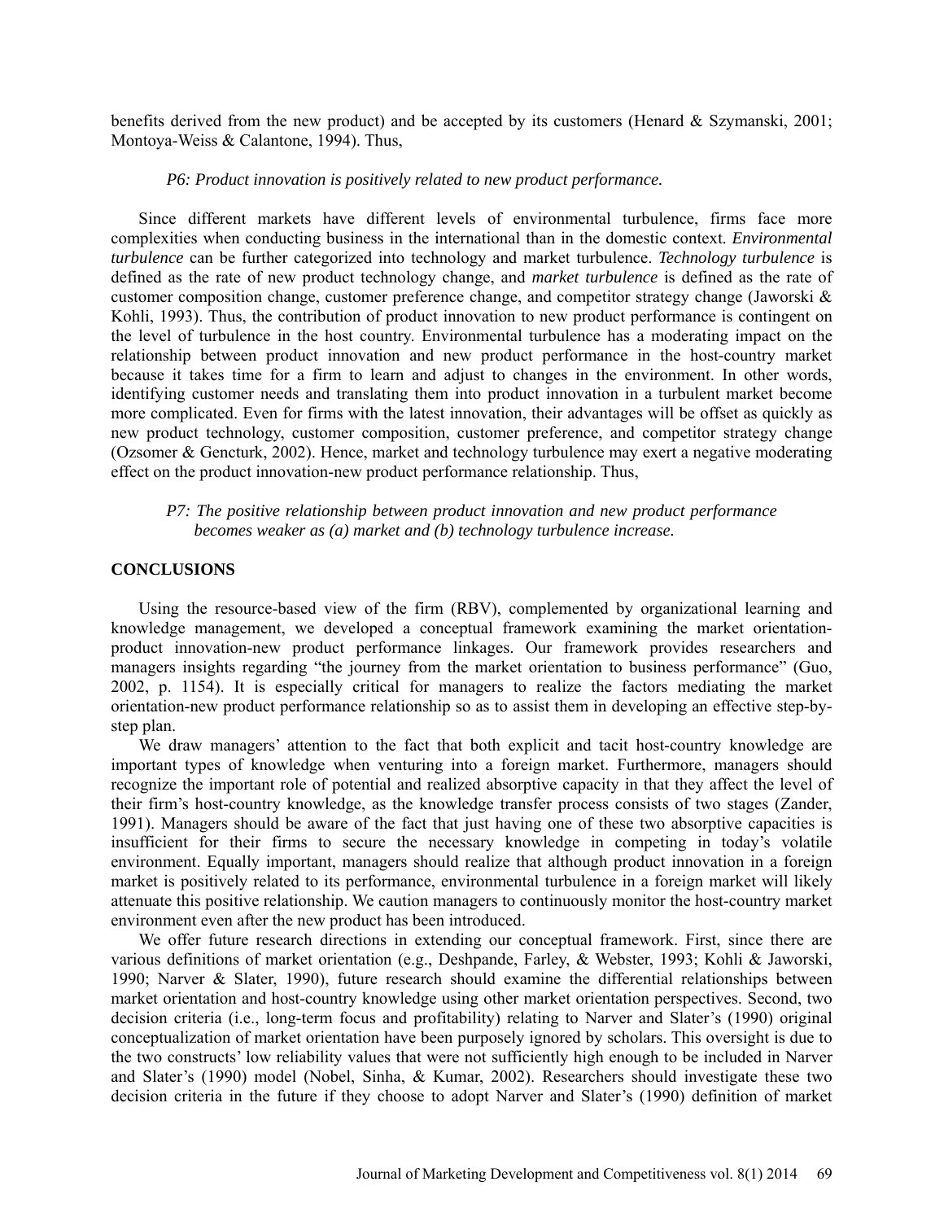benefits derived from the new product) and be accepted by its customers (Henard & Szymanski, 2001; Montoya-Weiss & Calantone, 1994). Thus,

*P6: Product innovation is positively related to new product performance.*

Since different markets have different levels of environmental turbulence, firms face more complexities when conducting business in the international than in the domestic context. *Environmental turbulence* can be further categorized into technology and market turbulence. *Technology turbulence* is defined as the rate of new product technology change, and *market turbulence* is defined as the rate of customer composition change, customer preference change, and competitor strategy change (Jaworski & Kohli, 1993). Thus, the contribution of product innovation to new product performance is contingent on the level of turbulence in the host country. Environmental turbulence has a moderating impact on the relationship between product innovation and new product performance in the host-country market because it takes time for a firm to learn and adjust to changes in the environment. In other words, identifying customer needs and translating them into product innovation in a turbulent market become more complicated. Even for firms with the latest innovation, their advantages will be offset as quickly as new product technology, customer composition, customer preference, and competitor strategy change (Ozsomer & Gencturk, 2002). Hence, market and technology turbulence may exert a negative moderating effect on the product innovation-new product performance relationship. Thus,

*P7: The positive relationship between product innovation and new product performance becomes weaker as (a) market and (b) technology turbulence increase.*

## CONCLUSIONS

Using the resource-based view of the firm (RBV), complemented by organizational learning and knowledge management, we developed a conceptual framework examining the market orientation-product innovation-new product performance linkages. Our framework provides researchers and managers insights regarding "the journey from the market orientation to business performance" (Guo, 2002, p. 1154). It is especially critical for managers to realize the factors mediating the market orientation-new product performance relationship so as to assist them in developing an effective step-by-step plan.

We draw managers' attention to the fact that both explicit and tacit host-country knowledge are important types of knowledge when venturing into a foreign market. Furthermore, managers should recognize the important role of potential and realized absorptive capacity in that they affect the level of their firm's host-country knowledge, as the knowledge transfer process consists of two stages (Zander, 1991). Managers should be aware of the fact that just having one of these two absorptive capacities is insufficient for their firms to secure the necessary knowledge in competing in today's volatile environment. Equally important, managers should realize that although product innovation in a foreign market is positively related to its performance, environmental turbulence in a foreign market will likely attenuate this positive relationship. We caution managers to continuously monitor the host-country market environment even after the new product has been introduced.

We offer future research directions in extending our conceptual framework. First, since there are various definitions of market orientation (e.g., Deshpande, Farley, & Webster, 1993; Kohli & Jaworski, 1990; Narver & Slater, 1990), future research should examine the differential relationships between market orientation and host-country knowledge using other market orientation perspectives. Second, two decision criteria (i.e., long-term focus and profitability) relating to Narver and Slater's (1990) original conceptualization of market orientation have been purposely ignored by scholars. This oversight is due to the two constructs' low reliability values that were not sufficiently high enough to be included in Narver and Slater's (1990) model (Nobel, Sinha, & Kumar, 2002). Researchers should investigate these two decision criteria in the future if they choose to adopt Narver and Slater's (1990) definition of market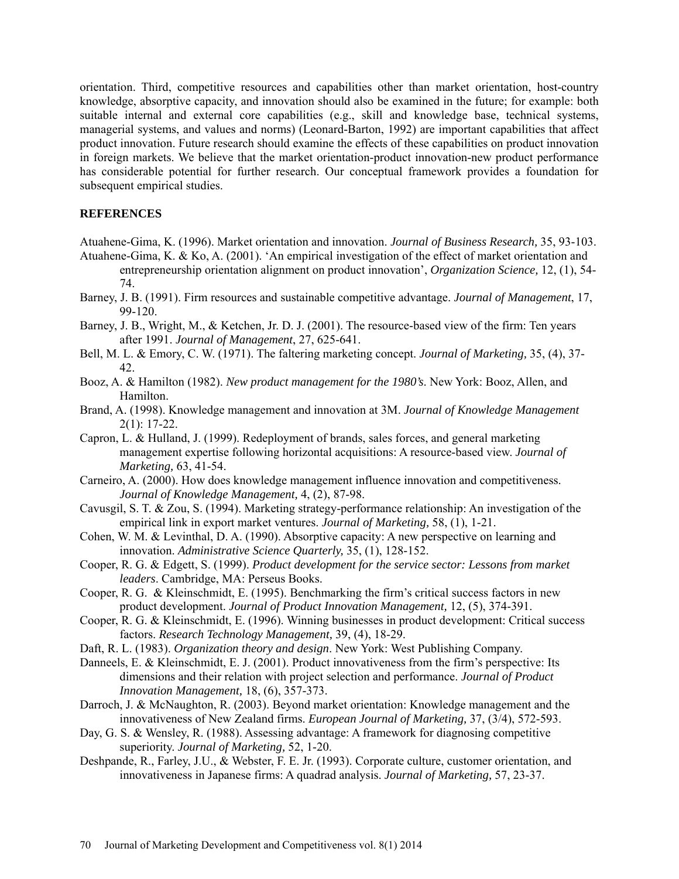orientation. Third, competitive resources and capabilities other than market orientation, host-country knowledge, absorptive capacity, and innovation should also be examined in the future; for example: both suitable internal and external core capabilities (e.g., skill and knowledge base, technical systems, managerial systems, and values and norms) (Leonard-Barton, 1992) are important capabilities that affect product innovation. Future research should examine the effects of these capabilities on product innovation in foreign markets. We believe that the market orientation-product innovation-new product performance has considerable potential for further research. Our conceptual framework provides a foundation for subsequent empirical studies.

## REFERENCES

Atuahene-Gima, K. (1996). Market orientation and innovation. *Journal of Business Research,* 35, 93-103.

Atuahene-Gima, K. & Ko, A. (2001). 'An empirical investigation of the effect of market orientation and entrepreneurship orientation alignment on product innovation', *Organization Science,* 12, (1), 54-74.

Barney, J. B. (1991). Firm resources and sustainable competitive advantage. *Journal of Management*, 17, 99-120.

Barney, J. B., Wright, M., & Ketchen, Jr. D. J. (2001). The resource-based view of the firm: Ten years after 1991. *Journal of Management*, 27, 625-641.

Bell, M. L. & Emory, C. W. (1971). The faltering marketing concept. *Journal of Marketing,* 35, (4), 37-42.

Booz, A. & Hamilton (1982). *New product management for the 1980's*. New York: Booz, Allen, and Hamilton.

Brand, A. (1998). Knowledge management and innovation at 3M. *Journal of Knowledge Management* 2(1): 17-22.

Capron, L. & Hulland, J. (1999). Redeployment of brands, sales forces, and general marketing management expertise following horizontal acquisitions: A resource-based view. *Journal of Marketing,* 63, 41-54.

Carneiro, A. (2000). How does knowledge management influence innovation and competitiveness. *Journal of Knowledge Management,* 4, (2), 87-98.

Cavusgil, S. T. & Zou, S. (1994). Marketing strategy-performance relationship: An investigation of the empirical link in export market ventures. *Journal of Marketing,* 58, (1), 1-21.

Cohen, W. M. & Levinthal, D. A. (1990). Absorptive capacity: A new perspective on learning and innovation. *Administrative Science Quarterly,* 35, (1), 128-152.

Cooper, R. G. & Edgett, S. (1999). *Product development for the service sector: Lessons from market leaders*. Cambridge, MA: Perseus Books.

Cooper, R. G. & Kleinschmidt, E. (1995). Benchmarking the firm's critical success factors in new product development. *Journal of Product Innovation Management,* 12, (5), 374-391.

Cooper, R. G. & Kleinschmidt, E. (1996). Winning businesses in product development: Critical success factors. *Research Technology Management,* 39, (4), 18-29.

Daft, R. L. (1983). *Organization theory and design*. New York: West Publishing Company.

Danneels, E. & Kleinschmidt, E. J. (2001). Product innovativeness from the firm's perspective: Its dimensions and their relation with project selection and performance. *Journal of Product Innovation Management,* 18, (6), 357-373.

Darroch, J. & McNaughton, R. (2003). Beyond market orientation: Knowledge management and the innovativeness of New Zealand firms. *European Journal of Marketing,* 37, (3/4), 572-593.

Day, G. S. & Wensley, R. (1988). Assessing advantage: A framework for diagnosing competitive superiority. *Journal of Marketing,* 52, 1-20.

Deshpande, R., Farley, J.U., & Webster, F. E. Jr. (1993). Corporate culture, customer orientation, and innovativeness in Japanese firms: A quadrad analysis. *Journal of Marketing,* 57, 23-37.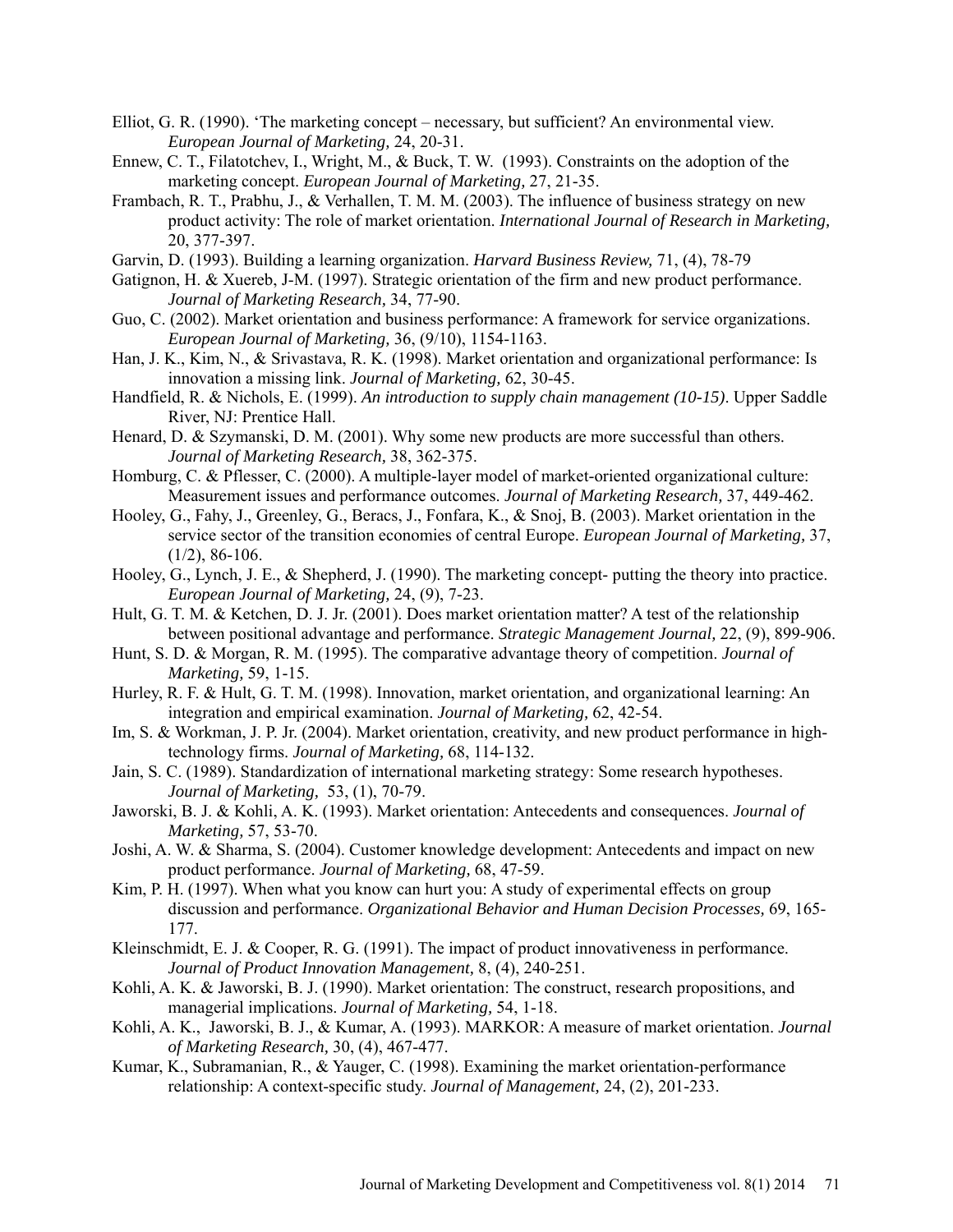Elliot, G. R. (1990). 'The marketing concept – necessary, but sufficient? An environmental view. *European Journal of Marketing,* 24, 20-31.

Ennew, C. T., Filatotchev, I., Wright, M., & Buck, T. W. (1993). Constraints on the adoption of the marketing concept. *European Journal of Marketing,* 27, 21-35.

Frambach, R. T., Prabhu, J., & Verhallen, T. M. M. (2003). The influence of business strategy on new product activity: The role of market orientation. *International Journal of Research in Marketing,* 20, 377-397.

Garvin, D. (1993). Building a learning organization. *Harvard Business Review,* 71, (4), 78-79

Gatignon, H. & Xuereb, J-M. (1997). Strategic orientation of the firm and new product performance. *Journal of Marketing Research,* 34, 77-90.

Guo, C. (2002). Market orientation and business performance: A framework for service organizations. *European Journal of Marketing,* 36, (9/10), 1154-1163.

Han, J. K., Kim, N., & Srivastava, R. K. (1998). Market orientation and organizational performance: Is innovation a missing link. *Journal of Marketing,* 62, 30-45.

Handfield, R. & Nichols, E. (1999). *An introduction to supply chain management (10-15)*. Upper Saddle River, NJ: Prentice Hall.

Henard, D. & Szymanski, D. M. (2001). Why some new products are more successful than others. *Journal of Marketing Research,* 38, 362-375.

Homburg, C. & Pflesser, C. (2000). A multiple-layer model of market-oriented organizational culture: Measurement issues and performance outcomes. *Journal of Marketing Research,* 37, 449-462.

Hooley, G., Fahy, J., Greenley, G., Beracs, J., Fonfara, K., & Snoj, B. (2003). Market orientation in the service sector of the transition economies of central Europe. *European Journal of Marketing,* 37, (1/2), 86-106.

Hooley, G., Lynch, J. E., & Shepherd, J. (1990). The marketing concept- putting the theory into practice. *European Journal of Marketing,* 24, (9), 7-23.

Hult, G. T. M. & Ketchen, D. J. Jr. (2001). Does market orientation matter? A test of the relationship between positional advantage and performance. *Strategic Management Journal,* 22, (9), 899-906.

Hunt, S. D. & Morgan, R. M. (1995). The comparative advantage theory of competition. *Journal of Marketing,* 59, 1-15.

Hurley, R. F. & Hult, G. T. M. (1998). Innovation, market orientation, and organizational learning: An integration and empirical examination. *Journal of Marketing,* 62, 42-54.

Im, S. & Workman, J. P. Jr. (2004). Market orientation, creativity, and new product performance in high-technology firms. *Journal of Marketing,* 68, 114-132.

Jain, S. C. (1989). Standardization of international marketing strategy: Some research hypotheses. *Journal of Marketing,* 53, (1), 70-79.

Jaworski, B. J. & Kohli, A. K. (1993). Market orientation: Antecedents and consequences. *Journal of Marketing,* 57, 53-70.

Joshi, A. W. & Sharma, S. (2004). Customer knowledge development: Antecedents and impact on new product performance. *Journal of Marketing,* 68, 47-59.

Kim, P. H. (1997). When what you know can hurt you: A study of experimental effects on group discussion and performance. *Organizational Behavior and Human Decision Processes,* 69, 165-177.

Kleinschmidt, E. J. & Cooper, R. G. (1991). The impact of product innovativeness in performance. *Journal of Product Innovation Management,* 8, (4), 240-251.

Kohli, A. K. & Jaworski, B. J. (1990). Market orientation: The construct, research propositions, and managerial implications. *Journal of Marketing,* 54, 1-18.

Kohli, A. K., Jaworski, B. J., & Kumar, A. (1993). MARKOR: A measure of market orientation. *Journal of Marketing Research,* 30, (4), 467-477.

Kumar, K., Subramanian, R., & Yauger, C. (1998). Examining the market orientation-performance relationship: A context-specific study. *Journal of Management,* 24, (2), 201-233.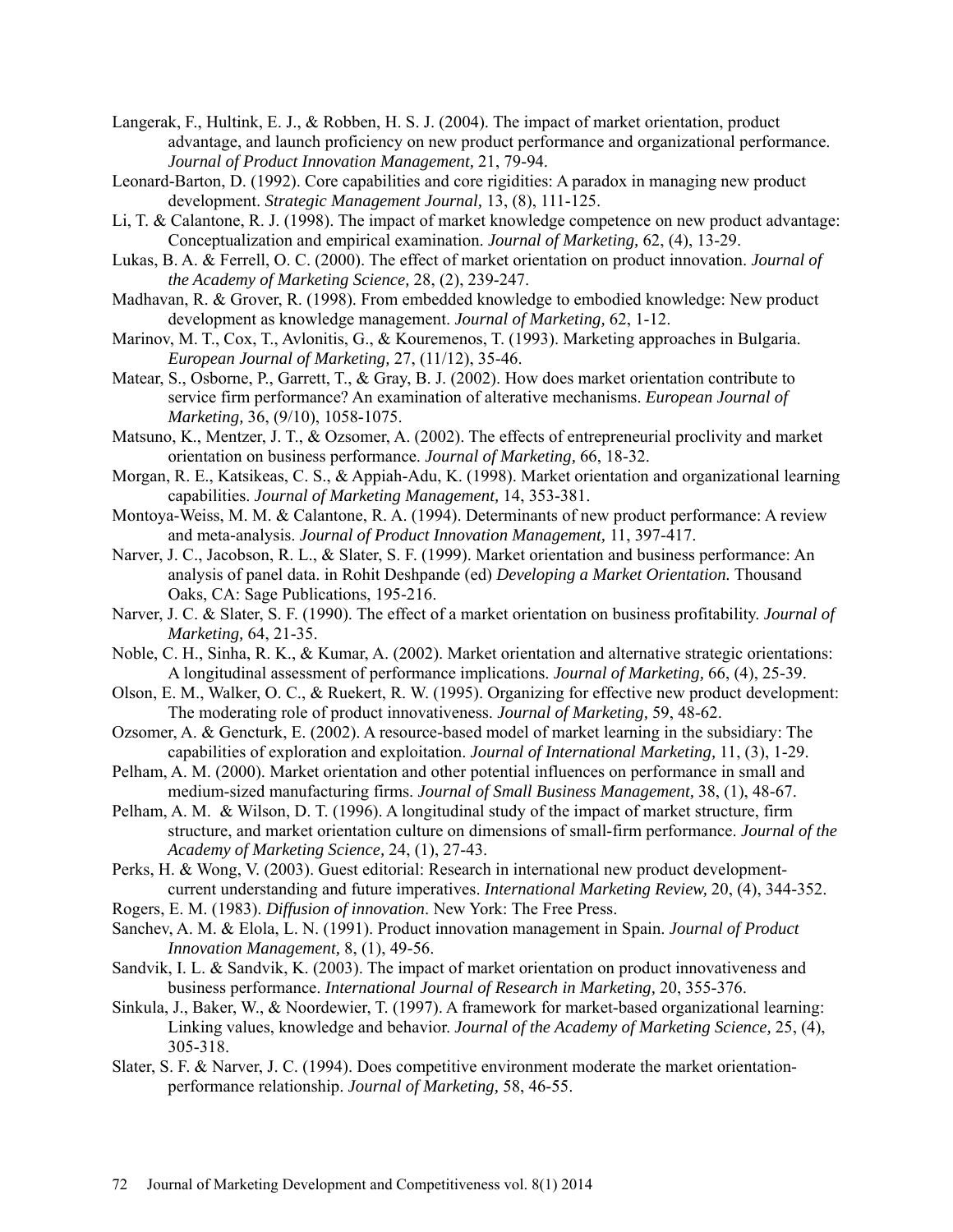Langerak, F., Hultink, E. J., & Robben, H. S. J. (2004). The impact of market orientation, product advantage, and launch proficiency on new product performance and organizational performance. *Journal of Product Innovation Management,* 21, 79-94.

Leonard-Barton, D. (1992). Core capabilities and core rigidities: A paradox in managing new product development. *Strategic Management Journal,* 13, (8), 111-125.

Li, T. & Calantone, R. J. (1998). The impact of market knowledge competence on new product advantage: Conceptualization and empirical examination. *Journal of Marketing,* 62, (4), 13-29.

Lukas, B. A. & Ferrell, O. C. (2000). The effect of market orientation on product innovation. *Journal of the Academy of Marketing Science,* 28, (2), 239-247.

Madhavan, R. & Grover, R. (1998). From embedded knowledge to embodied knowledge: New product development as knowledge management. *Journal of Marketing,* 62, 1-12.

Marinov, M. T., Cox, T., Avlonitis, G., & Kouremenos, T. (1993). Marketing approaches in Bulgaria. *European Journal of Marketing,* 27, (11/12), 35-46.

Matear, S., Osborne, P., Garrett, T., & Gray, B. J. (2002). How does market orientation contribute to service firm performance? An examination of alterative mechanisms. *European Journal of Marketing,* 36, (9/10), 1058-1075.

Matsuno, K., Mentzer, J. T., & Ozsomer, A. (2002). The effects of entrepreneurial proclivity and market orientation on business performance. *Journal of Marketing,* 66, 18-32.

Morgan, R. E., Katsikeas, C. S., & Appiah-Adu, K. (1998). Market orientation and organizational learning capabilities. *Journal of Marketing Management,* 14, 353-381.

Montoya-Weiss, M. M. & Calantone, R. A. (1994). Determinants of new product performance: A review and meta-analysis. *Journal of Product Innovation Management,* 11, 397-417.

Narver, J. C., Jacobson, R. L., & Slater, S. F. (1999). Market orientation and business performance: An analysis of panel data. in Rohit Deshpande (ed) *Developing a Market Orientation.* Thousand Oaks, CA: Sage Publications, 195-216.

Narver, J. C. & Slater, S. F. (1990). The effect of a market orientation on business profitability. *Journal of Marketing,* 64, 21-35.

Noble, C. H., Sinha, R. K., & Kumar, A. (2002). Market orientation and alternative strategic orientations: A longitudinal assessment of performance implications. *Journal of Marketing,* 66, (4), 25-39.

Olson, E. M., Walker, O. C., & Ruekert, R. W. (1995). Organizing for effective new product development: The moderating role of product innovativeness. *Journal of Marketing,* 59, 48-62.

Ozsomer, A. & Gencturk, E. (2002). A resource-based model of market learning in the subsidiary: The capabilities of exploration and exploitation. *Journal of International Marketing,* 11, (3), 1-29.

Pelham, A. M. (2000). Market orientation and other potential influences on performance in small and medium-sized manufacturing firms. *Journal of Small Business Management,* 38, (1), 48-67.

Pelham, A. M. & Wilson, D. T. (1996). A longitudinal study of the impact of market structure, firm structure, and market orientation culture on dimensions of small-firm performance. *Journal of the Academy of Marketing Science,* 24, (1), 27-43.

Perks, H. & Wong, V. (2003). Guest editorial: Research in international new product development-current understanding and future imperatives. *International Marketing Review,* 20, (4), 344-352.

Rogers, E. M. (1983). *Diffusion of innovation*. New York: The Free Press.

Sanchev, A. M. & Elola, L. N. (1991). Product innovation management in Spain. *Journal of Product Innovation Management,* 8, (1), 49-56.

Sandvik, I. L. & Sandvik, K. (2003). The impact of market orientation on product innovativeness and business performance. *International Journal of Research in Marketing,* 20, 355-376.

Sinkula, J., Baker, W., & Noordewier, T. (1997). A framework for market-based organizational learning: Linking values, knowledge and behavior. *Journal of the Academy of Marketing Science,* 25, (4), 305-318.

Slater, S. F. & Narver, J. C. (1994). Does competitive environment moderate the market orientation-performance relationship. *Journal of Marketing,* 58, 46-55.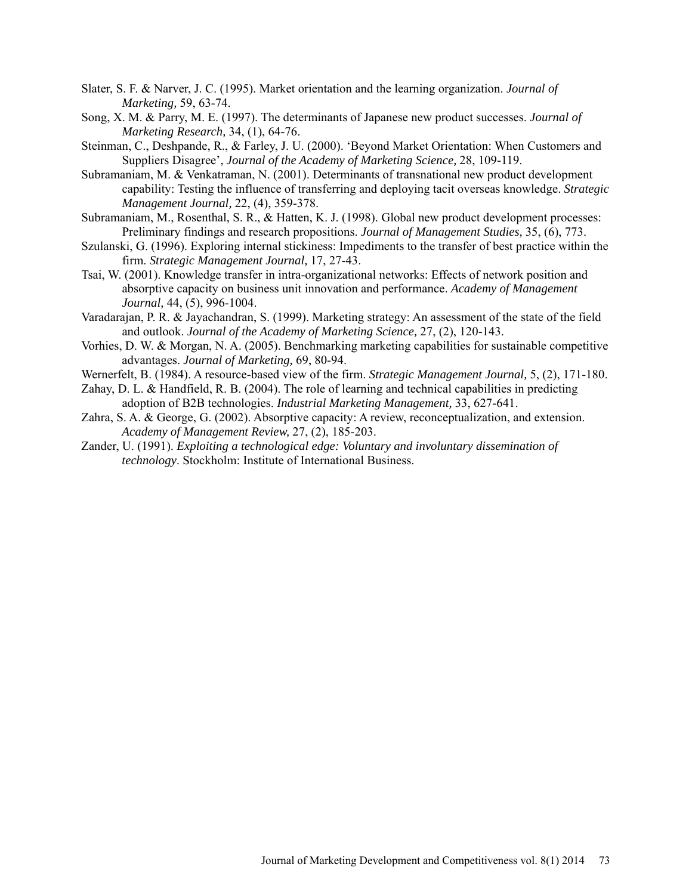Slater, S. F. & Narver, J. C. (1995). Market orientation and the learning organization. *Journal of Marketing,* 59, 63-74.

Song, X. M. & Parry, M. E. (1997). The determinants of Japanese new product successes. *Journal of Marketing Research,* 34, (1), 64-76.

Steinman, C., Deshpande, R., & Farley, J. U. (2000). 'Beyond Market Orientation: When Customers and Suppliers Disagree', *Journal of the Academy of Marketing Science,* 28, 109-119.

Subramaniam, M. & Venkatraman, N. (2001). Determinants of transnational new product development capability: Testing the influence of transferring and deploying tacit overseas knowledge. *Strategic Management Journal,* 22, (4), 359-378.

Subramaniam, M., Rosenthal, S. R., & Hatten, K. J. (1998). Global new product development processes: Preliminary findings and research propositions. *Journal of Management Studies,* 35, (6), 773.

Szulanski, G. (1996). Exploring internal stickiness: Impediments to the transfer of best practice within the firm. *Strategic Management Journal,* 17, 27-43.

Tsai, W. (2001). Knowledge transfer in intra-organizational networks: Effects of network position and absorptive capacity on business unit innovation and performance. *Academy of Management Journal,* 44, (5), 996-1004.

Varadarajan, P. R. & Jayachandran, S. (1999). Marketing strategy: An assessment of the state of the field and outlook. *Journal of the Academy of Marketing Science,* 27, (2), 120-143.

Vorhies, D. W. & Morgan, N. A. (2005). Benchmarking marketing capabilities for sustainable competitive advantages. *Journal of Marketing,* 69, 80-94.

Wernerfelt, B. (1984). A resource-based view of the firm. *Strategic Management Journal,* 5, (2), 171-180.

Zahay, D. L. & Handfield, R. B. (2004). The role of learning and technical capabilities in predicting adoption of B2B technologies. *Industrial Marketing Management,* 33, 627-641.

Zahra, S. A. & George, G. (2002). Absorptive capacity: A review, reconceptualization, and extension. *Academy of Management Review,* 27, (2), 185-203.

Zander, U. (1991). *Exploiting a technological edge: Voluntary and involuntary dissemination of technology*. Stockholm: Institute of International Business.